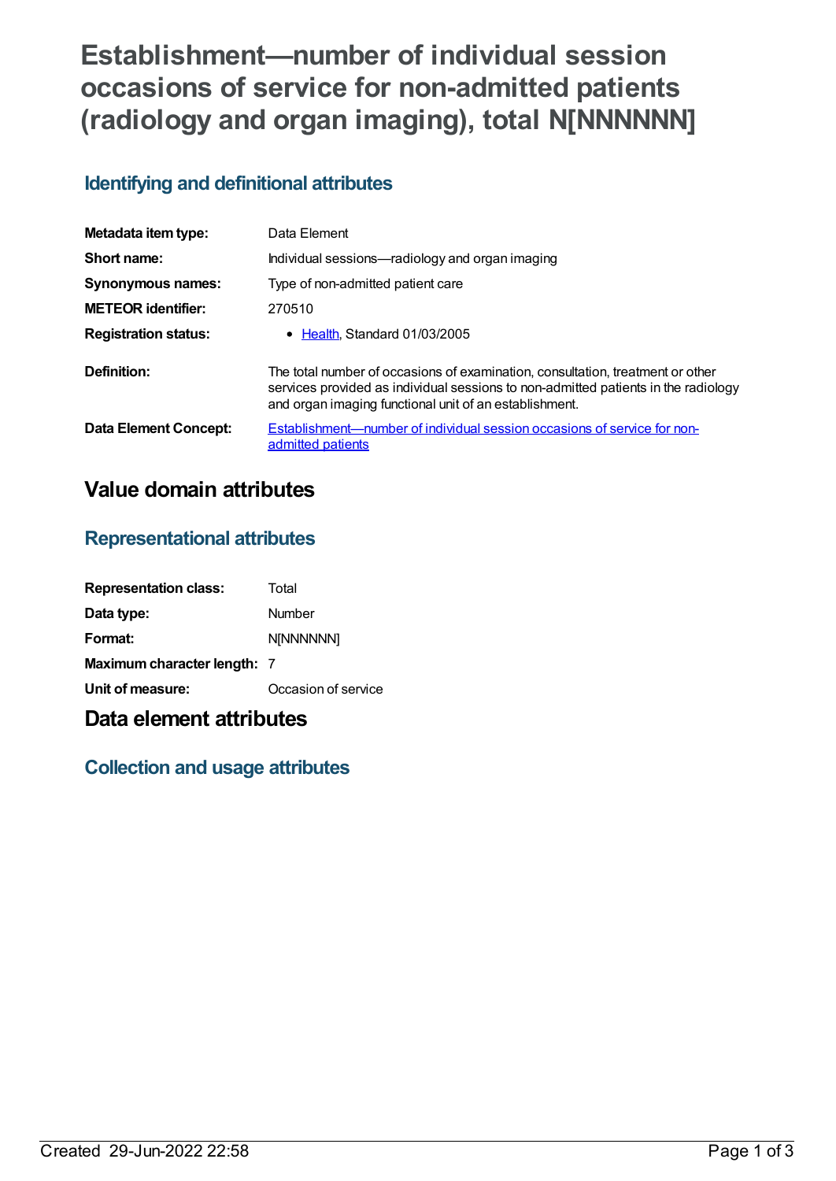# Establishment—number of individual session occasions of service for non-admitted patients (radiology and organ imaging), total N[NNNNNN]

## Identifying and definitional attributes

| | |
|---|---|
| **Metadata item type:** | Data Element |
| **Short name:** | Individual sessions—radiology and organ imaging |
| **Synonymous names:** | Type of non-admitted patient care |
| **METEOR identifier:** | 270510 |
| **Registration status:** | • Health, Standard 01/03/2005 |
| **Definition:** | The total number of occasions of examination, consultation, treatment or other services provided as individual sessions to non-admitted patients in the radiology and organ imaging functional unit of an establishment. |
| **Data Element Concept:** | Establishment—number of individual session occasions of service for non-admitted patients |

# Value domain attributes

## Representational attributes

| | |
|---|---|
| **Representation class:** | Total |
| **Data type:** | Number |
| **Format:** | N[NNNNNN] |
| **Maximum character length:** | 7 |
| **Unit of measure:** | Occasion of service |

# Data element attributes

## Collection and usage attributes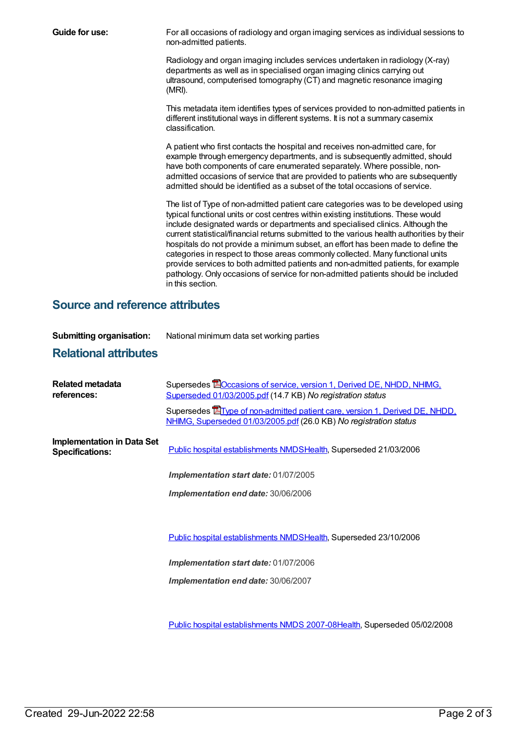**Guide for use:** For all occasions of radiology and organ imaging services as individual sessions to non-admitted patients.

Radiology and organ imaging includes services undertaken in radiology (X-ray) departments as well as in specialised organ imaging clinics carrying out ultrasound, computerised tomography (CT) and magnetic resonance imaging (MRI).

This metadata item identifies types of services provided to non-admitted patients in different institutional ways in different systems. It is not a summary casemix classification.

A patient who first contacts the hospital and receives non-admitted care, for example through emergency departments, and is subsequently admitted, should have both components of care enumerated separately. Where possible, non-admitted occasions of service that are provided to patients who are subsequently admitted should be identified as a subset of the total occasions of service.

The list of Type of non-admitted patient care categories was to be developed using typical functional units or cost centres within existing institutions. These would include designated wards or departments and specialised clinics. Although the current statistical/financial returns submitted to the various health authorities by their hospitals do not provide a minimum subset, an effort has been made to define the categories in respect to those areas commonly collected. Many functional units provide services to both admitted patients and non-admitted patients, for example pathology. Only occasions of service for non-admitted patients should be included in this section.

## Source and reference attributes

**Submitting organisation:** National minimum data set working parties

## Relational attributes

**Related metadata references:**

Supersedes Occasions of service, version 1, Derived DE, NHDD, NHIMG, Superseded 01/03/2005.pdf (14.7 KB) *No registration status*

Supersedes Type of non-admitted patient care, version 1, Derived DE, NHDD, NHIMG, Superseded 01/03/2005.pdf (26.0 KB) *No registration status*

**Implementation in Data Set Specifications:**

Public hospital establishments NMDSHealth, Superseded 21/03/2006

***Implementation start date:*** 01/07/2005

***Implementation end date:*** 30/06/2006

Public hospital establishments NMDSHealth, Superseded 23/10/2006

***Implementation start date:*** 01/07/2006

***Implementation end date:*** 30/06/2007

Public hospital establishments NMDS 2007-08Health, Superseded 05/02/2008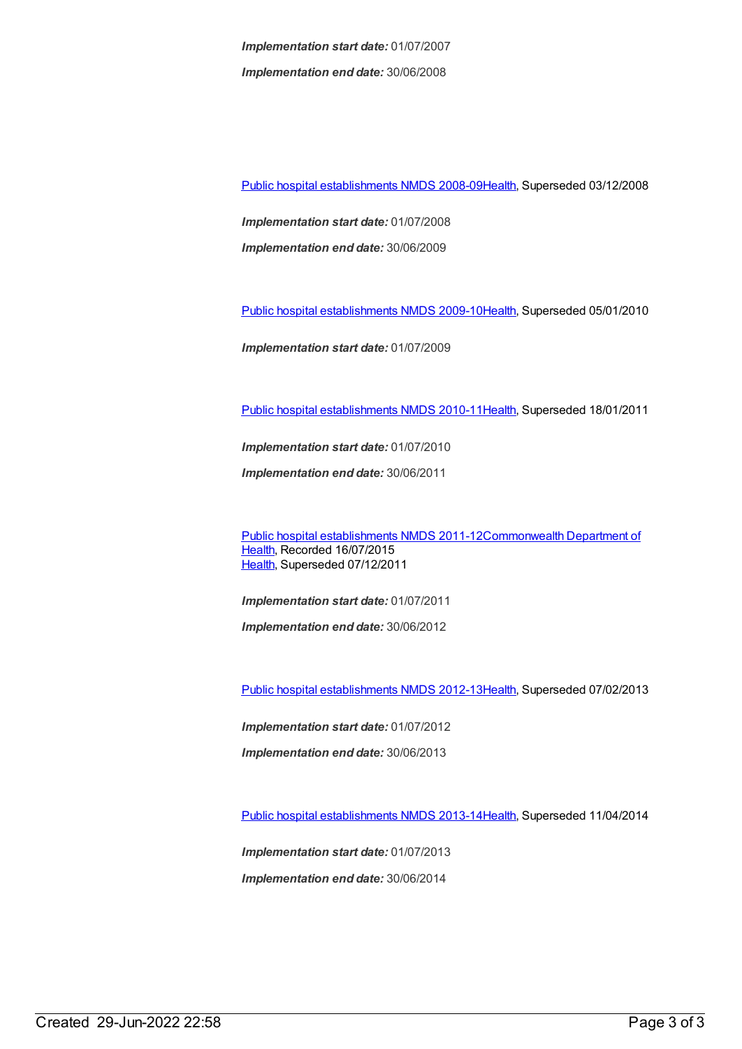*Implementation start date:* 01/07/2007

*Implementation end date:* 30/06/2008

Public hospital establishments NMDS 2008-09Health, Superseded 03/12/2008

*Implementation start date:* 01/07/2008

*Implementation end date:* 30/06/2009

Public hospital establishments NMDS 2009-10Health, Superseded 05/01/2010

*Implementation start date:* 01/07/2009

Public hospital establishments NMDS 2010-11Health, Superseded 18/01/2011

*Implementation start date:* 01/07/2010

*Implementation end date:* 30/06/2011

Public hospital establishments NMDS 2011-12Commonwealth Department of Health, Recorded 16/07/2015
Health, Superseded 07/12/2011

*Implementation start date:* 01/07/2011

*Implementation end date:* 30/06/2012

Public hospital establishments NMDS 2012-13Health, Superseded 07/02/2013

*Implementation start date:* 01/07/2012

*Implementation end date:* 30/06/2013

Public hospital establishments NMDS 2013-14Health, Superseded 11/04/2014

*Implementation start date:* 01/07/2013

*Implementation end date:* 30/06/2014